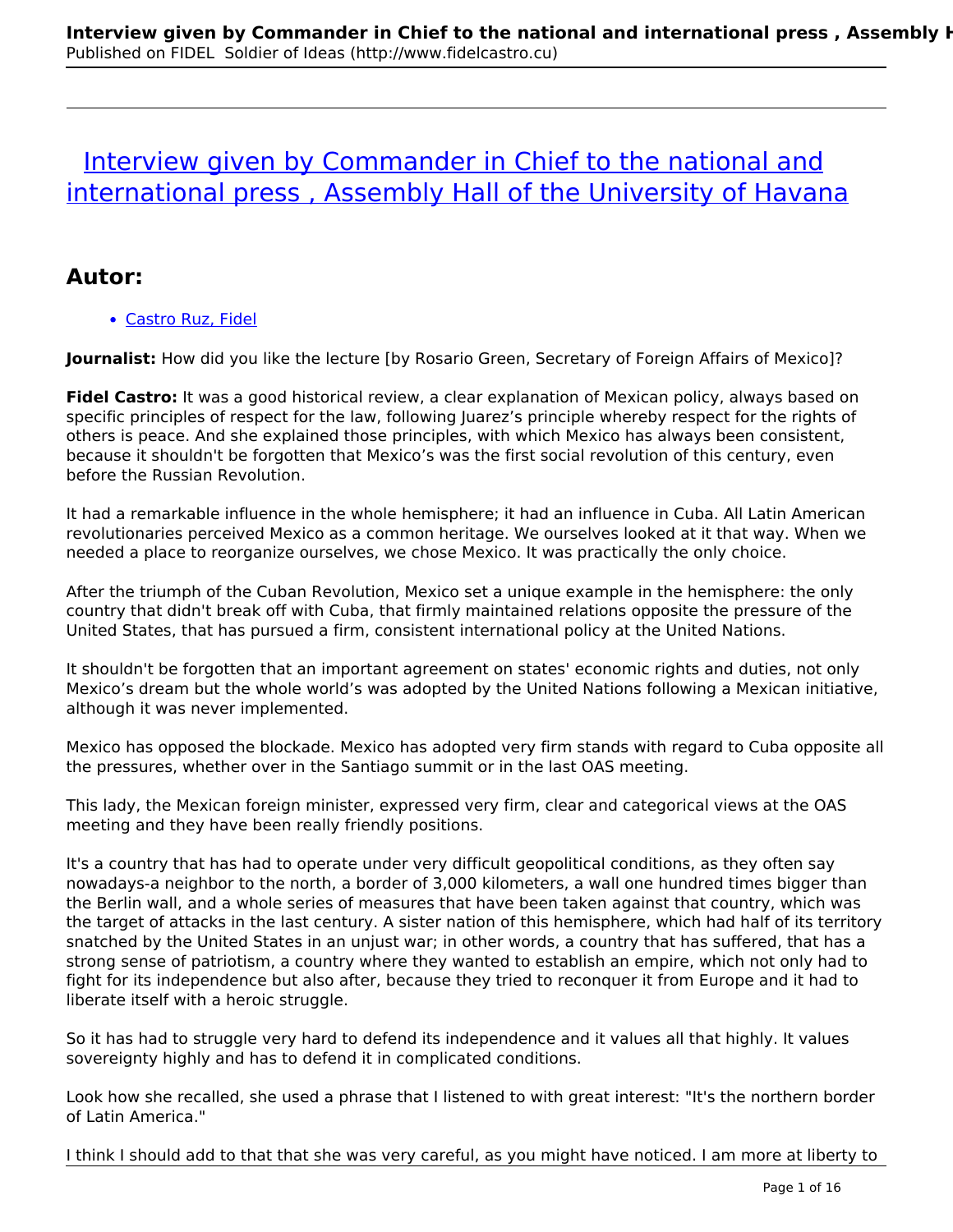# Interview given by Commander in Chief to the national and international press , Assembly Hall of the University of Havana

## Autor:

- Castro Ruz, Fidel

**Journalist:** How did you like the lecture [by Rosario Green, Secretary of Foreign Affairs of Mexico]?

**Fidel Castro:** It was a good historical review, a clear explanation of Mexican policy, always based on specific principles of respect for the law, following Juarez's principle whereby respect for the rights of others is peace. And she explained those principles, with which Mexico has always been consistent, because it shouldn't be forgotten that Mexico's was the first social revolution of this century, even before the Russian Revolution.

It had a remarkable influence in the whole hemisphere; it had an influence in Cuba. All Latin American revolutionaries perceived Mexico as a common heritage. We ourselves looked at it that way. When we needed a place to reorganize ourselves, we chose Mexico. It was practically the only choice.

After the triumph of the Cuban Revolution, Mexico set a unique example in the hemisphere: the only country that didn't break off with Cuba, that firmly maintained relations opposite the pressure of the United States, that has pursued a firm, consistent international policy at the United Nations.

It shouldn't be forgotten that an important agreement on states' economic rights and duties, not only Mexico's dream but the whole world's was adopted by the United Nations following a Mexican initiative, although it was never implemented.

Mexico has opposed the blockade. Mexico has adopted very firm stands with regard to Cuba opposite all the pressures, whether over in the Santiago summit or in the last OAS meeting.

This lady, the Mexican foreign minister, expressed very firm, clear and categorical views at the OAS meeting and they have been really friendly positions.

It's a country that has had to operate under very difficult geopolitical conditions, as they often say nowadays-a neighbor to the north, a border of 3,000 kilometers, a wall one hundred times bigger than the Berlin wall, and a whole series of measures that have been taken against that country, which was the target of attacks in the last century. A sister nation of this hemisphere, which had half of its territory snatched by the United States in an unjust war; in other words, a country that has suffered, that has a strong sense of patriotism, a country where they wanted to establish an empire, which not only had to fight for its independence but also after, because they tried to reconquer it from Europe and it had to liberate itself with a heroic struggle.

So it has had to struggle very hard to defend its independence and it values all that highly. It values sovereignty highly and has to defend it in complicated conditions.

Look how she recalled, she used a phrase that I listened to with great interest: "It's the northern border of Latin America."

I think I should add to that that she was very careful, as you might have noticed. I am more at liberty to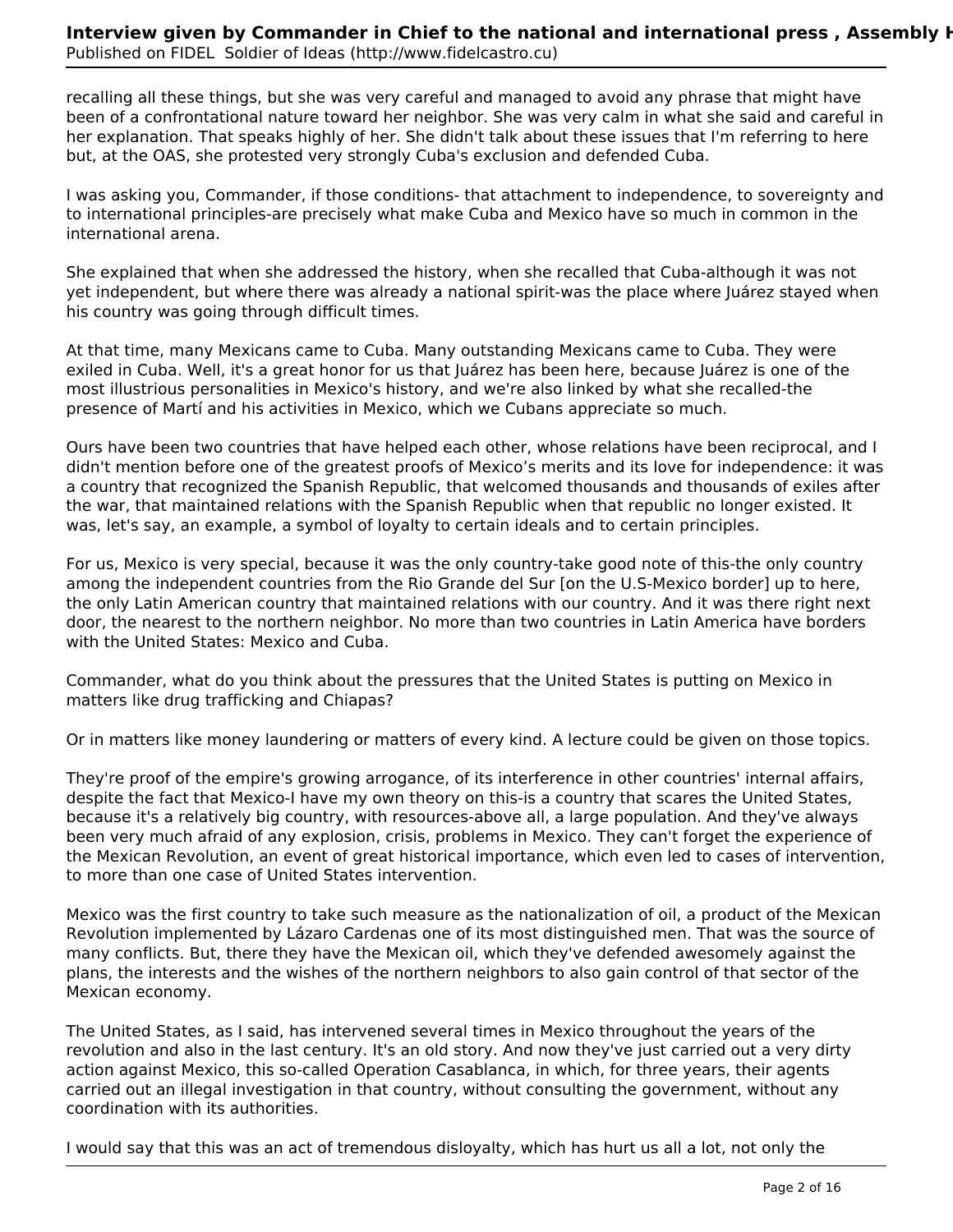recalling all these things, but she was very careful and managed to avoid any phrase that might have been of a confrontational nature toward her neighbor. She was very calm in what she said and careful in her explanation. That speaks highly of her. She didn't talk about these issues that I'm referring to here but, at the OAS, she protested very strongly Cuba's exclusion and defended Cuba.

I was asking you, Commander, if those conditions- that attachment to independence, to sovereignty and to international principles-are precisely what make Cuba and Mexico have so much in common in the international arena.

She explained that when she addressed the history, when she recalled that Cuba-although it was not yet independent, but where there was already a national spirit-was the place where Juárez stayed when his country was going through difficult times.

At that time, many Mexicans came to Cuba. Many outstanding Mexicans came to Cuba. They were exiled in Cuba. Well, it's a great honor for us that Juárez has been here, because Juárez is one of the most illustrious personalities in Mexico's history, and we're also linked by what she recalled-the presence of Martí and his activities in Mexico, which we Cubans appreciate so much.

Ours have been two countries that have helped each other, whose relations have been reciprocal, and I didn't mention before one of the greatest proofs of Mexico's merits and its love for independence: it was a country that recognized the Spanish Republic, that welcomed thousands and thousands of exiles after the war, that maintained relations with the Spanish Republic when that republic no longer existed. It was, let's say, an example, a symbol of loyalty to certain ideals and to certain principles.

For us, Mexico is very special, because it was the only country-take good note of this-the only country among the independent countries from the Rio Grande del Sur [on the U.S-Mexico border] up to here, the only Latin American country that maintained relations with our country. And it was there right next door, the nearest to the northern neighbor. No more than two countries in Latin America have borders with the United States: Mexico and Cuba.

Commander, what do you think about the pressures that the United States is putting on Mexico in matters like drug trafficking and Chiapas?

Or in matters like money laundering or matters of every kind. A lecture could be given on those topics.

They're proof of the empire's growing arrogance, of its interference in other countries' internal affairs, despite the fact that Mexico-I have my own theory on this-is a country that scares the United States, because it's a relatively big country, with resources-above all, a large population. And they've always been very much afraid of any explosion, crisis, problems in Mexico. They can't forget the experience of the Mexican Revolution, an event of great historical importance, which even led to cases of intervention, to more than one case of United States intervention.

Mexico was the first country to take such measure as the nationalization of oil, a product of the Mexican Revolution implemented by Lázaro Cardenas one of its most distinguished men. That was the source of many conflicts. But, there they have the Mexican oil, which they've defended awesomely against the plans, the interests and the wishes of the northern neighbors to also gain control of that sector of the Mexican economy.

The United States, as I said, has intervened several times in Mexico throughout the years of the revolution and also in the last century. It's an old story. And now they've just carried out a very dirty action against Mexico, this so-called Operation Casablanca, in which, for three years, their agents carried out an illegal investigation in that country, without consulting the government, without any coordination with its authorities.

I would say that this was an act of tremendous disloyalty, which has hurt us all a lot, not only the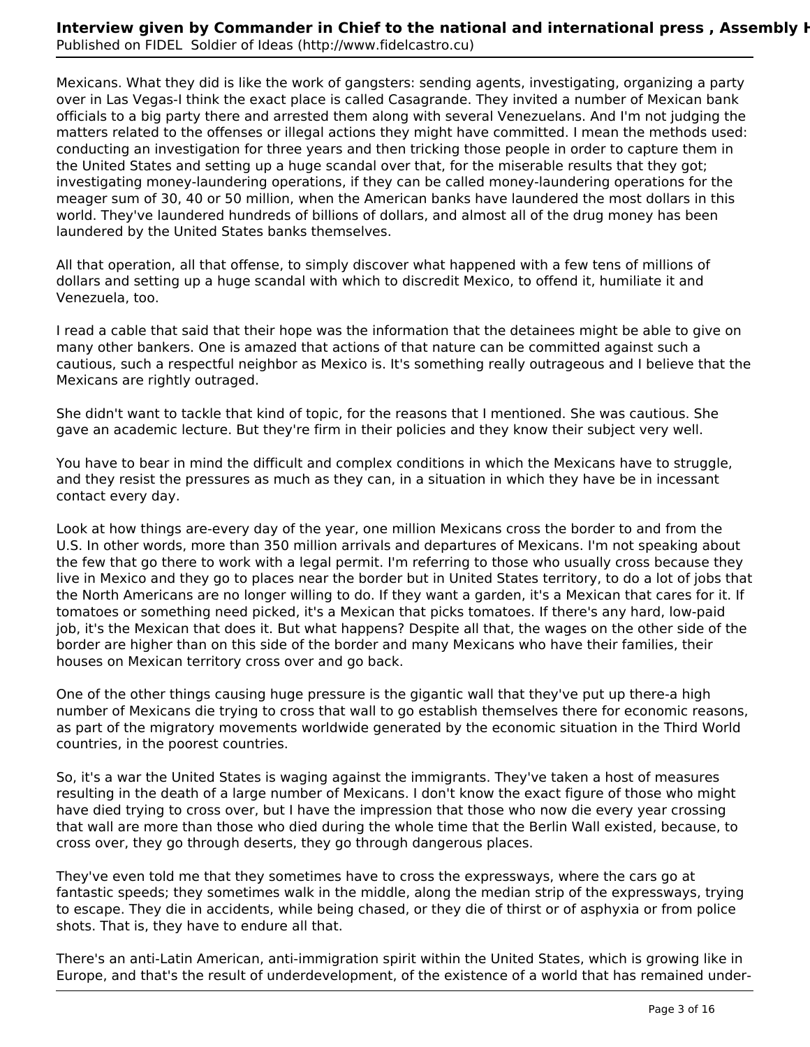Mexicans. What they did is like the work of gangsters: sending agents, investigating, organizing a party over in Las Vegas-I think the exact place is called Casagrande. They invited a number of Mexican bank officials to a big party there and arrested them along with several Venezuelans. And I'm not judging the matters related to the offenses or illegal actions they might have committed. I mean the methods used: conducting an investigation for three years and then tricking those people in order to capture them in the United States and setting up a huge scandal over that, for the miserable results that they got; investigating money-laundering operations, if they can be called money-laundering operations for the meager sum of 30, 40 or 50 million, when the American banks have laundered the most dollars in this world. They've laundered hundreds of billions of dollars, and almost all of the drug money has been laundered by the United States banks themselves.

All that operation, all that offense, to simply discover what happened with a few tens of millions of dollars and setting up a huge scandal with which to discredit Mexico, to offend it, humiliate it and Venezuela, too.

I read a cable that said that their hope was the information that the detainees might be able to give on many other bankers. One is amazed that actions of that nature can be committed against such a cautious, such a respectful neighbor as Mexico is. It's something really outrageous and I believe that the Mexicans are rightly outraged.

She didn't want to tackle that kind of topic, for the reasons that I mentioned. She was cautious. She gave an academic lecture. But they're firm in their policies and they know their subject very well.

You have to bear in mind the difficult and complex conditions in which the Mexicans have to struggle, and they resist the pressures as much as they can, in a situation in which they have be in incessant contact every day.

Look at how things are-every day of the year, one million Mexicans cross the border to and from the U.S. In other words, more than 350 million arrivals and departures of Mexicans. I'm not speaking about the few that go there to work with a legal permit. I'm referring to those who usually cross because they live in Mexico and they go to places near the border but in United States territory, to do a lot of jobs that the North Americans are no longer willing to do. If they want a garden, it's a Mexican that cares for it. If tomatoes or something need picked, it's a Mexican that picks tomatoes. If there's any hard, low-paid job, it's the Mexican that does it. But what happens? Despite all that, the wages on the other side of the border are higher than on this side of the border and many Mexicans who have their families, their houses on Mexican territory cross over and go back.

One of the other things causing huge pressure is the gigantic wall that they've put up there-a high number of Mexicans die trying to cross that wall to go establish themselves there for economic reasons, as part of the migratory movements worldwide generated by the economic situation in the Third World countries, in the poorest countries.

So, it's a war the United States is waging against the immigrants. They've taken a host of measures resulting in the death of a large number of Mexicans. I don't know the exact figure of those who might have died trying to cross over, but I have the impression that those who now die every year crossing that wall are more than those who died during the whole time that the Berlin Wall existed, because, to cross over, they go through deserts, they go through dangerous places.

They've even told me that they sometimes have to cross the expressways, where the cars go at fantastic speeds; they sometimes walk in the middle, along the median strip of the expressways, trying to escape. They die in accidents, while being chased, or they die of thirst or of asphyxia or from police shots. That is, they have to endure all that.

There's an anti-Latin American, anti-immigration spirit within the United States, which is growing like in Europe, and that's the result of underdevelopment, of the existence of a world that has remained under-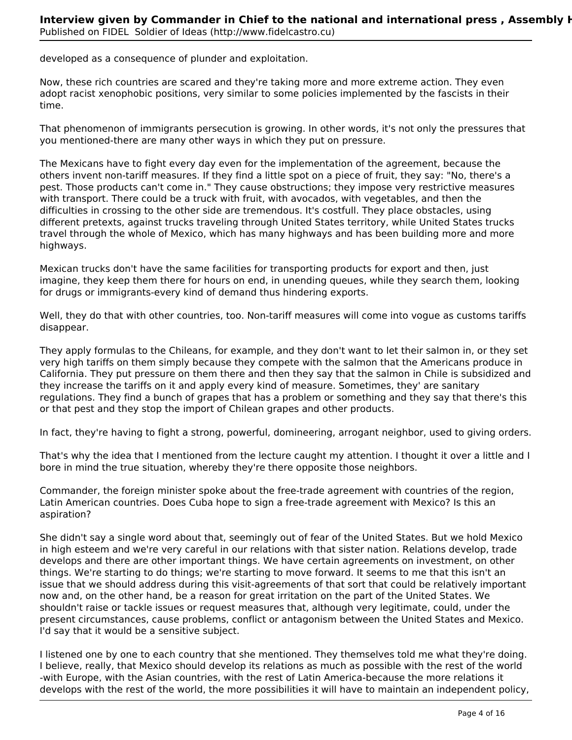developed as a consequence of plunder and exploitation.

Now, these rich countries are scared and they're taking more and more extreme action. They even adopt racist xenophobic positions, very similar to some policies implemented by the fascists in their time.

That phenomenon of immigrants persecution is growing. In other words, it's not only the pressures that you mentioned-there are many other ways in which they put on pressure.

The Mexicans have to fight every day even for the implementation of the agreement, because the others invent non-tariff measures. If they find a little spot on a piece of fruit, they say: "No, there's a pest. Those products can't come in." They cause obstructions; they impose very restrictive measures with transport. There could be a truck with fruit, with avocados, with vegetables, and then the difficulties in crossing to the other side are tremendous. It's costfull. They place obstacles, using different pretexts, against trucks traveling through United States territory, while United States trucks travel through the whole of Mexico, which has many highways and has been building more and more highways.

Mexican trucks don't have the same facilities for transporting products for export and then, just imagine, they keep them there for hours on end, in unending queues, while they search them, looking for drugs or immigrants-every kind of demand thus hindering exports.

Well, they do that with other countries, too. Non-tariff measures will come into vogue as customs tariffs disappear.

They apply formulas to the Chileans, for example, and they don't want to let their salmon in, or they set very high tariffs on them simply because they compete with the salmon that the Americans produce in California. They put pressure on them there and then they say that the salmon in Chile is subsidized and they increase the tariffs on it and apply every kind of measure. Sometimes, they' are sanitary regulations. They find a bunch of grapes that has a problem or something and they say that there's this or that pest and they stop the import of Chilean grapes and other products.

In fact, they're having to fight a strong, powerful, domineering, arrogant neighbor, used to giving orders.

That's why the idea that I mentioned from the lecture caught my attention. I thought it over a little and I bore in mind the true situation, whereby they're there opposite those neighbors.

Commander, the foreign minister spoke about the free-trade agreement with countries of the region, Latin American countries. Does Cuba hope to sign a free-trade agreement with Mexico? Is this an aspiration?

She didn't say a single word about that, seemingly out of fear of the United States. But we hold Mexico in high esteem and we're very careful in our relations with that sister nation. Relations develop, trade develops and there are other important things. We have certain agreements on investment, on other things. We're starting to do things; we're starting to move forward. It seems to me that this isn't an issue that we should address during this visit-agreements of that sort that could be relatively important now and, on the other hand, be a reason for great irritation on the part of the United States. We shouldn't raise or tackle issues or request measures that, although very legitimate, could, under the present circumstances, cause problems, conflict or antagonism between the United States and Mexico. I'd say that it would be a sensitive subject.

I listened one by one to each country that she mentioned. They themselves told me what they're doing. I believe, really, that Mexico should develop its relations as much as possible with the rest of the world -with Europe, with the Asian countries, with the rest of Latin America-because the more relations it develops with the rest of the world, the more possibilities it will have to maintain an independent policy,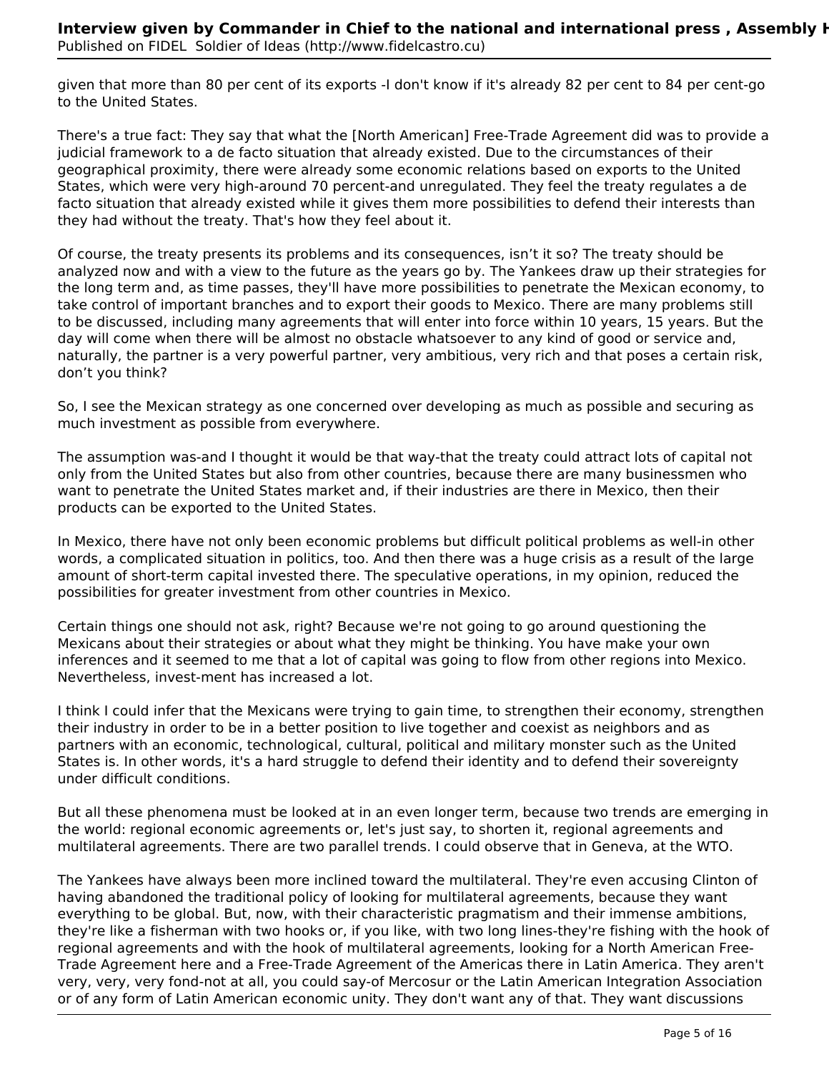given that more than 80 per cent of its exports -I don't know if it's already 82 per cent to 84 per cent-go to the United States.

There's a true fact: They say that what the [North American] Free-Trade Agreement did was to provide a judicial framework to a de facto situation that already existed. Due to the circumstances of their geographical proximity, there were already some economic relations based on exports to the United States, which were very high-around 70 percent-and unregulated. They feel the treaty regulates a de facto situation that already existed while it gives them more possibilities to defend their interests than they had without the treaty. That's how they feel about it.

Of course, the treaty presents its problems and its consequences, isn't it so? The treaty should be analyzed now and with a view to the future as the years go by. The Yankees draw up their strategies for the long term and, as time passes, they'll have more possibilities to penetrate the Mexican economy, to take control of important branches and to export their goods to Mexico. There are many problems still to be discussed, including many agreements that will enter into force within 10 years, 15 years. But the day will come when there will be almost no obstacle whatsoever to any kind of good or service and, naturally, the partner is a very powerful partner, very ambitious, very rich and that poses a certain risk, don't you think?

So, I see the Mexican strategy as one concerned over developing as much as possible and securing as much investment as possible from everywhere.

The assumption was-and I thought it would be that way-that the treaty could attract lots of capital not only from the United States but also from other countries, because there are many businessmen who want to penetrate the United States market and, if their industries are there in Mexico, then their products can be exported to the United States.

In Mexico, there have not only been economic problems but difficult political problems as well-in other words, a complicated situation in politics, too. And then there was a huge crisis as a result of the large amount of short-term capital invested there. The speculative operations, in my opinion, reduced the possibilities for greater investment from other countries in Mexico.

Certain things one should not ask, right? Because we're not going to go around questioning the Mexicans about their strategies or about what they might be thinking. You have make your own inferences and it seemed to me that a lot of capital was going to flow from other regions into Mexico. Nevertheless, invest-ment has increased a lot.

I think I could infer that the Mexicans were trying to gain time, to strengthen their economy, strengthen their industry in order to be in a better position to live together and coexist as neighbors and as partners with an economic, technological, cultural, political and military monster such as the United States is. In other words, it's a hard struggle to defend their identity and to defend their sovereignty under difficult conditions.

But all these phenomena must be looked at in an even longer term, because two trends are emerging in the world: regional economic agreements or, let's just say, to shorten it, regional agreements and multilateral agreements. There are two parallel trends. I could observe that in Geneva, at the WTO.

The Yankees have always been more inclined toward the multilateral. They're even accusing Clinton of having abandoned the traditional policy of looking for multilateral agreements, because they want everything to be global. But, now, with their characteristic pragmatism and their immense ambitions, they're like a fisherman with two hooks or, if you like, with two long lines-they're fishing with the hook of regional agreements and with the hook of multilateral agreements, looking for a North American Free-Trade Agreement here and a Free-Trade Agreement of the Americas there in Latin America. They aren't very, very, very fond-not at all, you could say-of Mercosur or the Latin American Integration Association or of any form of Latin American economic unity. They don't want any of that. They want discussions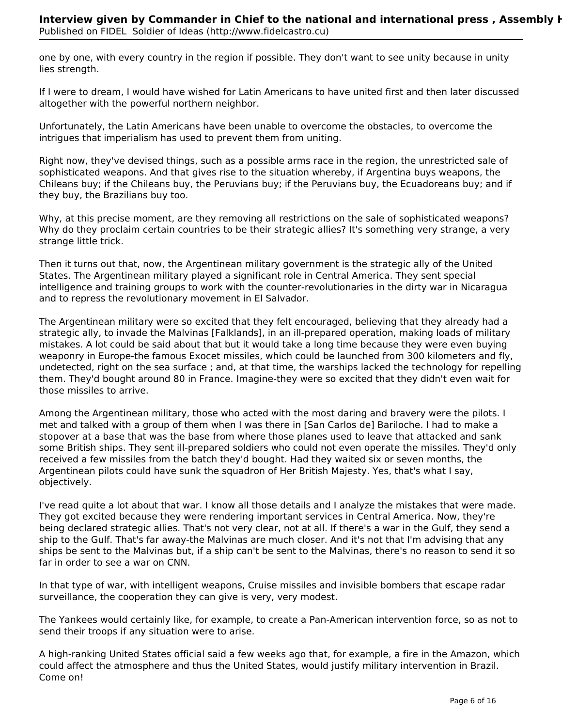one by one, with every country in the region if possible. They don't want to see unity because in unity lies strength.

If I were to dream, I would have wished for Latin Americans to have united first and then later discussed altogether with the powerful northern neighbor.

Unfortunately, the Latin Americans have been unable to overcome the obstacles, to overcome the intrigues that imperialism has used to prevent them from uniting.

Right now, they've devised things, such as a possible arms race in the region, the unrestricted sale of sophisticated weapons. And that gives rise to the situation whereby, if Argentina buys weapons, the Chileans buy; if the Chileans buy, the Peruvians buy; if the Peruvians buy, the Ecuadoreans buy; and if they buy, the Brazilians buy too.

Why, at this precise moment, are they removing all restrictions on the sale of sophisticated weapons? Why do they proclaim certain countries to be their strategic allies? It's something very strange, a very strange little trick.

Then it turns out that, now, the Argentinean military government is the strategic ally of the United States. The Argentinean military played a significant role in Central America. They sent special intelligence and training groups to work with the counter-revolutionaries in the dirty war in Nicaragua and to repress the revolutionary movement in El Salvador.

The Argentinean military were so excited that they felt encouraged, believing that they already had a strategic ally, to invade the Malvinas [Falklands], in an ill-prepared operation, making loads of military mistakes. A lot could be said about that but it would take a long time because they were even buying weaponry in Europe-the famous Exocet missiles, which could be launched from 300 kilometers and fly, undetected, right on the sea surface ; and, at that time, the warships lacked the technology for repelling them. They'd bought around 80 in France. Imagine-they were so excited that they didn't even wait for those missiles to arrive.

Among the Argentinean military, those who acted with the most daring and bravery were the pilots. I met and talked with a group of them when I was there in [San Carlos de] Bariloche. I had to make a stopover at a base that was the base from where those planes used to leave that attacked and sank some British ships. They sent ill-prepared soldiers who could not even operate the missiles. They'd only received a few missiles from the batch they'd bought. Had they waited six or seven months, the Argentinean pilots could have sunk the squadron of Her British Majesty. Yes, that's what I say, objectively.

I've read quite a lot about that war. I know all those details and I analyze the mistakes that were made. They got excited because they were rendering important services in Central America. Now, they're being declared strategic allies. That's not very clear, not at all. If there's a war in the Gulf, they send a ship to the Gulf. That's far away-the Malvinas are much closer. And it's not that I'm advising that any ships be sent to the Malvinas but, if a ship can't be sent to the Malvinas, there's no reason to send it so far in order to see a war on CNN.

In that type of war, with intelligent weapons, Cruise missiles and invisible bombers that escape radar surveillance, the cooperation they can give is very, very modest.

The Yankees would certainly like, for example, to create a Pan-American intervention force, so as not to send their troops if any situation were to arise.

A high-ranking United States official said a few weeks ago that, for example, a fire in the Amazon, which could affect the atmosphere and thus the United States, would justify military intervention in Brazil. Come on!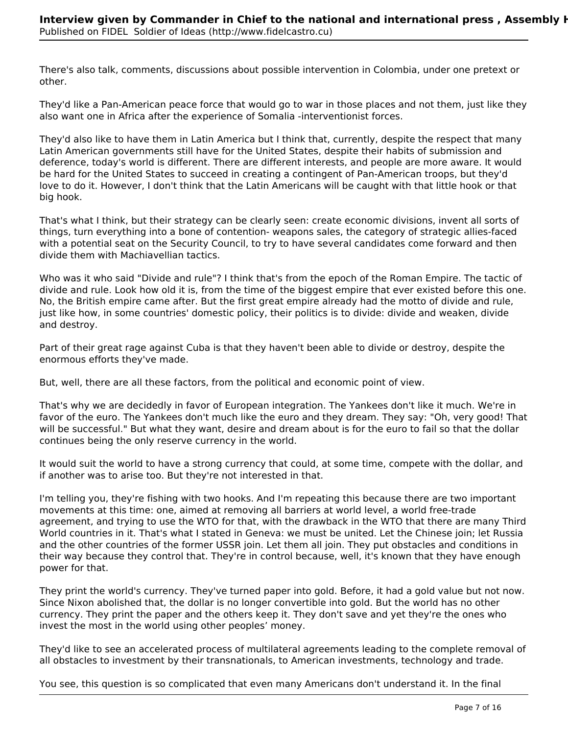There's also talk, comments, discussions about possible intervention in Colombia, under one pretext or other.

They'd like a Pan-American peace force that would go to war in those places and not them, just like they also want one in Africa after the experience of Somalia -interventionist forces.

They'd also like to have them in Latin America but I think that, currently, despite the respect that many Latin American governments still have for the United States, despite their habits of submission and deference, today's world is different. There are different interests, and people are more aware. It would be hard for the United States to succeed in creating a contingent of Pan-American troops, but they'd love to do it. However, I don't think that the Latin Americans will be caught with that little hook or that big hook.

That's what I think, but their strategy can be clearly seen: create economic divisions, invent all sorts of things, turn everything into a bone of contention- weapons sales, the category of strategic allies-faced with a potential seat on the Security Council, to try to have several candidates come forward and then divide them with Machiavellian tactics.

Who was it who said "Divide and rule"? I think that's from the epoch of the Roman Empire. The tactic of divide and rule. Look how old it is, from the time of the biggest empire that ever existed before this one. No, the British empire came after. But the first great empire already had the motto of divide and rule, just like how, in some countries' domestic policy, their politics is to divide: divide and weaken, divide and destroy.

Part of their great rage against Cuba is that they haven't been able to divide or destroy, despite the enormous efforts they've made.

But, well, there are all these factors, from the political and economic point of view.

That's why we are decidedly in favor of European integration. The Yankees don't like it much. We're in favor of the euro. The Yankees don't much like the euro and they dream. They say: "Oh, very good! That will be successful." But what they want, desire and dream about is for the euro to fail so that the dollar continues being the only reserve currency in the world.

It would suit the world to have a strong currency that could, at some time, compete with the dollar, and if another was to arise too. But they're not interested in that.

I'm telling you, they're fishing with two hooks. And I'm repeating this because there are two important movements at this time: one, aimed at removing all barriers at world level, a world free-trade agreement, and trying to use the WTO for that, with the drawback in the WTO that there are many Third World countries in it. That's what I stated in Geneva: we must be united. Let the Chinese join; let Russia and the other countries of the former USSR join. Let them all join. They put obstacles and conditions in their way because they control that. They're in control because, well, it's known that they have enough power for that.

They print the world's currency. They've turned paper into gold. Before, it had a gold value but not now. Since Nixon abolished that, the dollar is no longer convertible into gold. But the world has no other currency. They print the paper and the others keep it. They don't save and yet they're the ones who invest the most in the world using other peoples' money.

They'd like to see an accelerated process of multilateral agreements leading to the complete removal of all obstacles to investment by their transnationals, to American investments, technology and trade.

You see, this question is so complicated that even many Americans don't understand it. In the final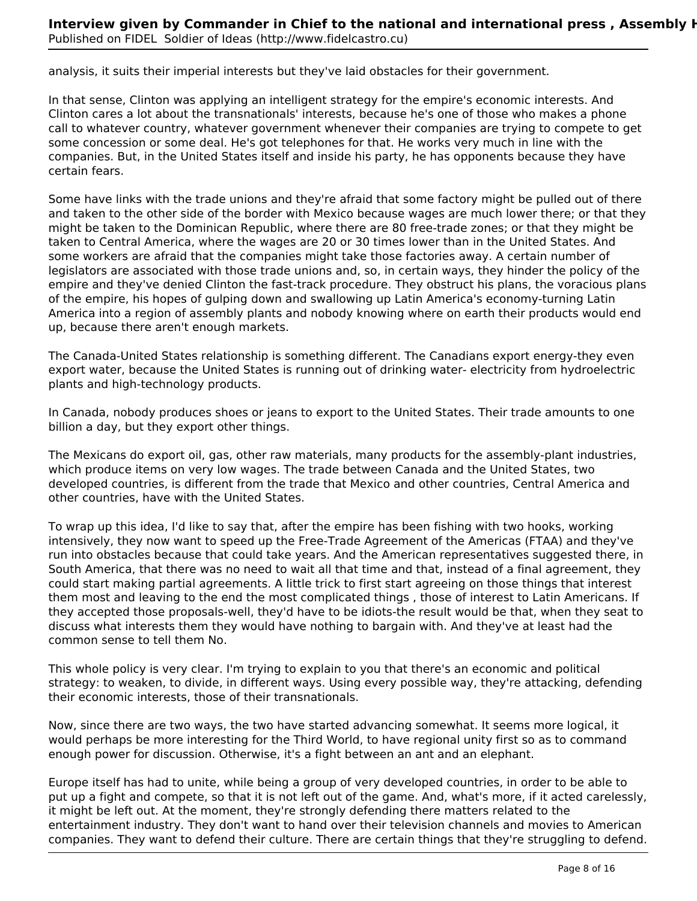analysis, it suits their imperial interests but they've laid obstacles for their government.

In that sense, Clinton was applying an intelligent strategy for the empire's economic interests. And Clinton cares a lot about the transnationals' interests, because he's one of those who makes a phone call to whatever country, whatever government whenever their companies are trying to compete to get some concession or some deal. He's got telephones for that. He works very much in line with the companies. But, in the United States itself and inside his party, he has opponents because they have certain fears.

Some have links with the trade unions and they're afraid that some factory might be pulled out of there and taken to the other side of the border with Mexico because wages are much lower there; or that they might be taken to the Dominican Republic, where there are 80 free-trade zones; or that they might be taken to Central America, where the wages are 20 or 30 times lower than in the United States. And some workers are afraid that the companies might take those factories away. A certain number of legislators are associated with those trade unions and, so, in certain ways, they hinder the policy of the empire and they've denied Clinton the fast-track procedure. They obstruct his plans, the voracious plans of the empire, his hopes of gulping down and swallowing up Latin America's economy-turning Latin America into a region of assembly plants and nobody knowing where on earth their products would end up, because there aren't enough markets.

The Canada-United States relationship is something different. The Canadians export energy-they even export water, because the United States is running out of drinking water- electricity from hydroelectric plants and high-technology products.

In Canada, nobody produces shoes or jeans to export to the United States. Their trade amounts to one billion a day, but they export other things.

The Mexicans do export oil, gas, other raw materials, many products for the assembly-plant industries, which produce items on very low wages. The trade between Canada and the United States, two developed countries, is different from the trade that Mexico and other countries, Central America and other countries, have with the United States.

To wrap up this idea, I'd like to say that, after the empire has been fishing with two hooks, working intensively, they now want to speed up the Free-Trade Agreement of the Americas (FTAA) and they've run into obstacles because that could take years. And the American representatives suggested there, in South America, that there was no need to wait all that time and that, instead of a final agreement, they could start making partial agreements. A little trick to first start agreeing on those things that interest them most and leaving to the end the most complicated things , those of interest to Latin Americans. If they accepted those proposals-well, they'd have to be idiots-the result would be that, when they seat to discuss what interests them they would have nothing to bargain with. And they've at least had the common sense to tell them No.

This whole policy is very clear. I'm trying to explain to you that there's an economic and political strategy: to weaken, to divide, in different ways. Using every possible way, they're attacking, defending their economic interests, those of their transnationals.

Now, since there are two ways, the two have started advancing somewhat. It seems more logical, it would perhaps be more interesting for the Third World, to have regional unity first so as to command enough power for discussion. Otherwise, it's a fight between an ant and an elephant.

Europe itself has had to unite, while being a group of very developed countries, in order to be able to put up a fight and compete, so that it is not left out of the game. And, what's more, if it acted carelessly, it might be left out. At the moment, they're strongly defending there matters related to the entertainment industry. They don't want to hand over their television channels and movies to American companies. They want to defend their culture. There are certain things that they're struggling to defend.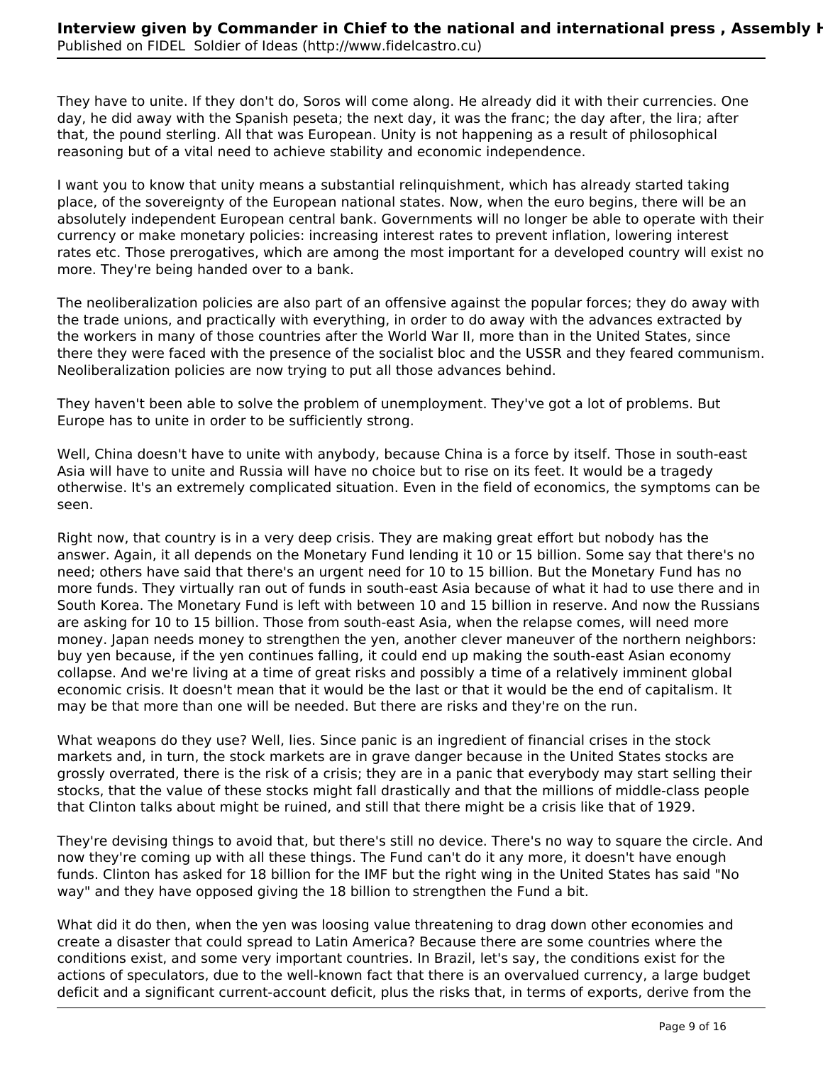They have to unite. If they don't do, Soros will come along. He already did it with their currencies. One day, he did away with the Spanish peseta; the next day, it was the franc; the day after, the lira; after that, the pound sterling. All that was European. Unity is not happening as a result of philosophical reasoning but of a vital need to achieve stability and economic independence.

I want you to know that unity means a substantial relinquishment, which has already started taking place, of the sovereignty of the European national states. Now, when the euro begins, there will be an absolutely independent European central bank. Governments will no longer be able to operate with their currency or make monetary policies: increasing interest rates to prevent inflation, lowering interest rates etc. Those prerogatives, which are among the most important for a developed country will exist no more. They're being handed over to a bank.

The neoliberalization policies are also part of an offensive against the popular forces; they do away with the trade unions, and practically with everything, in order to do away with the advances extracted by the workers in many of those countries after the World War II, more than in the United States, since there they were faced with the presence of the socialist bloc and the USSR and they feared communism. Neoliberalization policies are now trying to put all those advances behind.

They haven't been able to solve the problem of unemployment. They've got a lot of problems. But Europe has to unite in order to be sufficiently strong.

Well, China doesn't have to unite with anybody, because China is a force by itself. Those in south-east Asia will have to unite and Russia will have no choice but to rise on its feet. It would be a tragedy otherwise. It's an extremely complicated situation. Even in the field of economics, the symptoms can be seen.

Right now, that country is in a very deep crisis. They are making great effort but nobody has the answer. Again, it all depends on the Monetary Fund lending it 10 or 15 billion. Some say that there's no need; others have said that there's an urgent need for 10 to 15 billion. But the Monetary Fund has no more funds. They virtually ran out of funds in south-east Asia because of what it had to use there and in South Korea. The Monetary Fund is left with between 10 and 15 billion in reserve. And now the Russians are asking for 10 to 15 billion. Those from south-east Asia, when the relapse comes, will need more money. Japan needs money to strengthen the yen, another clever maneuver of the northern neighbors: buy yen because, if the yen continues falling, it could end up making the south-east Asian economy collapse. And we're living at a time of great risks and possibly a time of a relatively imminent global economic crisis. It doesn't mean that it would be the last or that it would be the end of capitalism. It may be that more than one will be needed. But there are risks and they're on the run.

What weapons do they use? Well, lies. Since panic is an ingredient of financial crises in the stock markets and, in turn, the stock markets are in grave danger because in the United States stocks are grossly overrated, there is the risk of a crisis; they are in a panic that everybody may start selling their stocks, that the value of these stocks might fall drastically and that the millions of middle-class people that Clinton talks about might be ruined, and still that there might be a crisis like that of 1929.

They're devising things to avoid that, but there's still no device. There's no way to square the circle. And now they're coming up with all these things. The Fund can't do it any more, it doesn't have enough funds. Clinton has asked for 18 billion for the IMF but the right wing in the United States has said "No way" and they have opposed giving the 18 billion to strengthen the Fund a bit.

What did it do then, when the yen was loosing value threatening to drag down other economies and create a disaster that could spread to Latin America? Because there are some countries where the conditions exist, and some very important countries. In Brazil, let's say, the conditions exist for the actions of speculators, due to the well-known fact that there is an overvalued currency, a large budget deficit and a significant current-account deficit, plus the risks that, in terms of exports, derive from the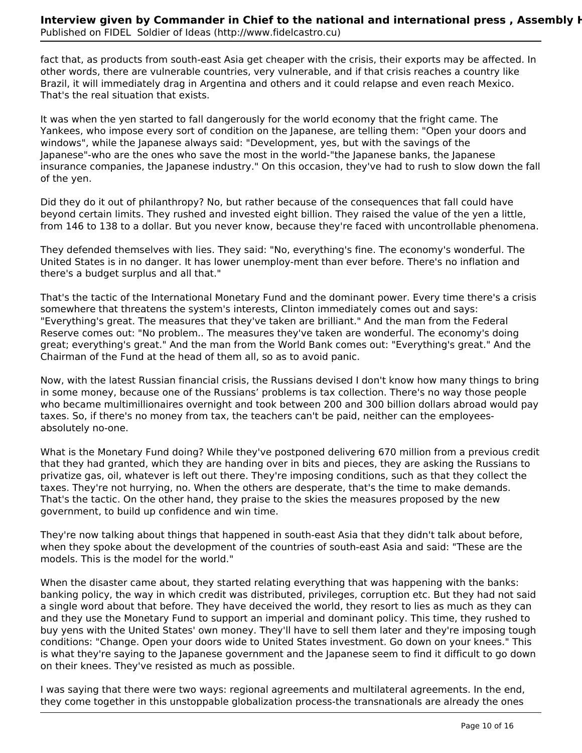fact that, as products from south-east Asia get cheaper with the crisis, their exports may be affected. In other words, there are vulnerable countries, very vulnerable, and if that crisis reaches a country like Brazil, it will immediately drag in Argentina and others and it could relapse and even reach Mexico. That's the real situation that exists.

It was when the yen started to fall dangerously for the world economy that the fright came. The Yankees, who impose every sort of condition on the Japanese, are telling them: "Open your doors and windows", while the Japanese always said: "Development, yes, but with the savings of the Japanese"-who are the ones who save the most in the world-"the Japanese banks, the Japanese insurance companies, the Japanese industry." On this occasion, they've had to rush to slow down the fall of the yen.

Did they do it out of philanthropy? No, but rather because of the consequences that fall could have beyond certain limits. They rushed and invested eight billion. They raised the value of the yen a little, from 146 to 138 to a dollar. But you never know, because they're faced with uncontrollable phenomena.

They defended themselves with lies. They said: "No, everything's fine. The economy's wonderful. The United States is in no danger. It has lower unemploy-ment than ever before. There's no inflation and there's a budget surplus and all that."

That's the tactic of the International Monetary Fund and the dominant power. Every time there's a crisis somewhere that threatens the system's interests, Clinton immediately comes out and says: "Everything's great. The measures that they've taken are brilliant." And the man from the Federal Reserve comes out: "No problem.. The measures they've taken are wonderful. The economy's doing great; everything's great." And the man from the World Bank comes out: "Everything's great." And the Chairman of the Fund at the head of them all, so as to avoid panic.

Now, with the latest Russian financial crisis, the Russians devised I don't know how many things to bring in some money, because one of the Russians' problems is tax collection. There's no way those people who became multimillionaires overnight and took between 200 and 300 billion dollars abroad would pay taxes. So, if there's no money from tax, the teachers can't be paid, neither can the employees-absolutely no-one.

What is the Monetary Fund doing? While they've postponed delivering 670 million from a previous credit that they had granted, which they are handing over in bits and pieces, they are asking the Russians to privatize gas, oil, whatever is left out there. They're imposing conditions, such as that they collect the taxes. They're not hurrying, no. When the others are desperate, that's the time to make demands. That's the tactic. On the other hand, they praise to the skies the measures proposed by the new government, to build up confidence and win time.

They're now talking about things that happened in south-east Asia that they didn't talk about before, when they spoke about the development of the countries of south-east Asia and said: "These are the models. This is the model for the world."

When the disaster came about, they started relating everything that was happening with the banks: banking policy, the way in which credit was distributed, privileges, corruption etc. But they had not said a single word about that before. They have deceived the world, they resort to lies as much as they can and they use the Monetary Fund to support an imperial and dominant policy. This time, they rushed to buy yens with the United States' own money. They'll have to sell them later and they're imposing tough conditions: "Change. Open your doors wide to United States investment. Go down on your knees." This is what they're saying to the Japanese government and the Japanese seem to find it difficult to go down on their knees. They've resisted as much as possible.

I was saying that there were two ways: regional agreements and multilateral agreements. In the end, they come together in this unstoppable globalization process-the transnationals are already the ones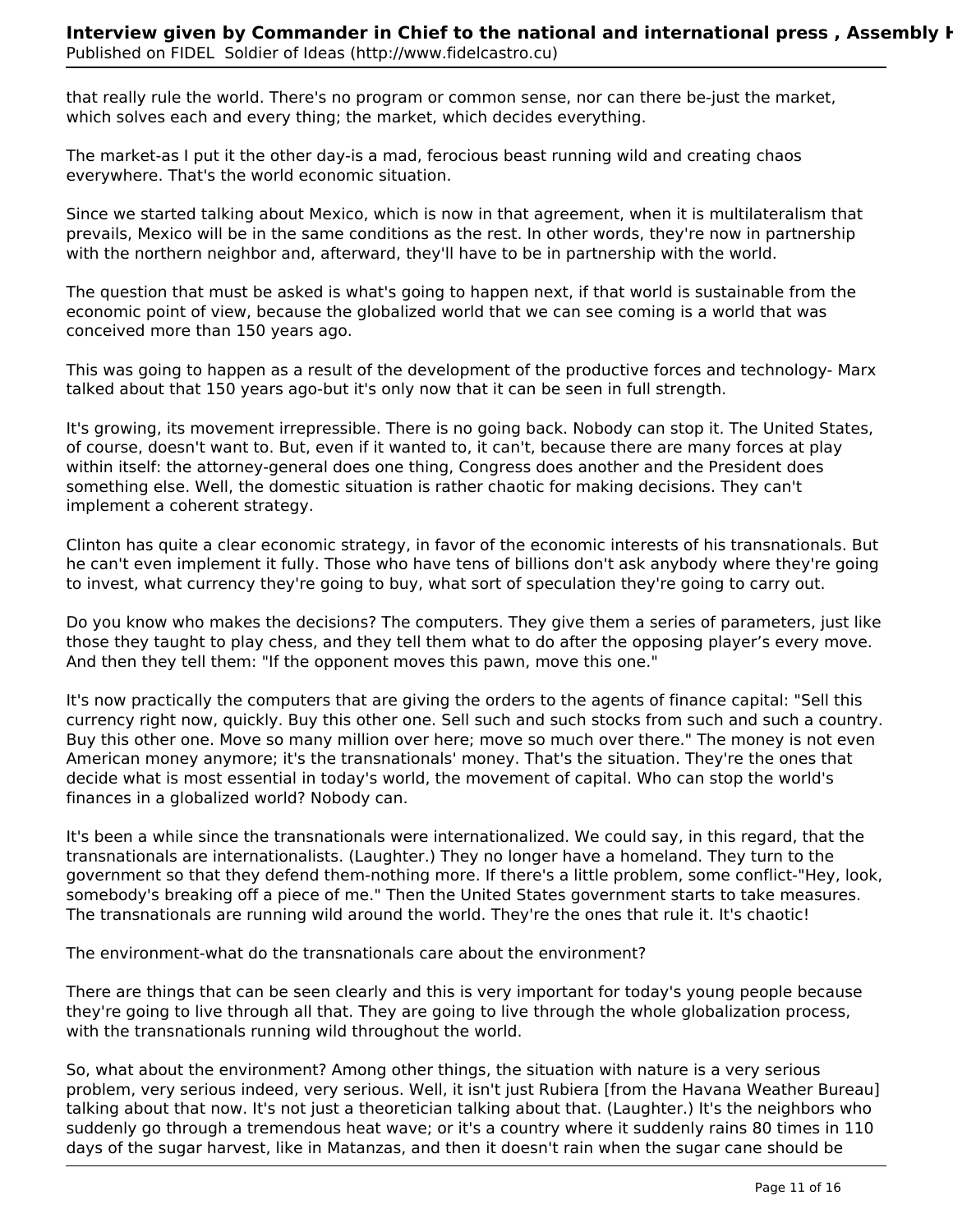that really rule the world. There's no program or common sense, nor can there be-just the market, which solves each and every thing; the market, which decides everything.

The market-as I put it the other day-is a mad, ferocious beast running wild and creating chaos everywhere. That's the world economic situation.

Since we started talking about Mexico, which is now in that agreement, when it is multilateralism that prevails, Mexico will be in the same conditions as the rest. In other words, they're now in partnership with the northern neighbor and, afterward, they'll have to be in partnership with the world.

The question that must be asked is what's going to happen next, if that world is sustainable from the economic point of view, because the globalized world that we can see coming is a world that was conceived more than 150 years ago.

This was going to happen as a result of the development of the productive forces and technology- Marx talked about that 150 years ago-but it's only now that it can be seen in full strength.

It's growing, its movement irrepressible. There is no going back. Nobody can stop it. The United States, of course, doesn't want to. But, even if it wanted to, it can't, because there are many forces at play within itself: the attorney-general does one thing, Congress does another and the President does something else. Well, the domestic situation is rather chaotic for making decisions. They can't implement a coherent strategy.

Clinton has quite a clear economic strategy, in favor of the economic interests of his transnationals. But he can't even implement it fully. Those who have tens of billions don't ask anybody where they're going to invest, what currency they're going to buy, what sort of speculation they're going to carry out.

Do you know who makes the decisions? The computers. They give them a series of parameters, just like those they taught to play chess, and they tell them what to do after the opposing player's every move. And then they tell them: "If the opponent moves this pawn, move this one."

It's now practically the computers that are giving the orders to the agents of finance capital: "Sell this currency right now, quickly. Buy this other one. Sell such and such stocks from such and such a country. Buy this other one. Move so many million over here; move so much over there." The money is not even American money anymore; it's the transnationals' money. That's the situation. They're the ones that decide what is most essential in today's world, the movement of capital. Who can stop the world's finances in a globalized world? Nobody can.

It's been a while since the transnationals were internationalized. We could say, in this regard, that the transnationals are internationalists. (Laughter.) They no longer have a homeland. They turn to the government so that they defend them-nothing more. If there's a little problem, some conflict-"Hey, look, somebody's breaking off a piece of me." Then the United States government starts to take measures. The transnationals are running wild around the world. They're the ones that rule it. It's chaotic!

The environment-what do the transnationals care about the environment?

There are things that can be seen clearly and this is very important for today's young people because they're going to live through all that. They are going to live through the whole globalization process, with the transnationals running wild throughout the world.

So, what about the environment? Among other things, the situation with nature is a very serious problem, very serious indeed, very serious. Well, it isn't just Rubiera [from the Havana Weather Bureau] talking about that now. It's not just a theoretician talking about that. (Laughter.) It's the neighbors who suddenly go through a tremendous heat wave; or it's a country where it suddenly rains 80 times in 110 days of the sugar harvest, like in Matanzas, and then it doesn't rain when the sugar cane should be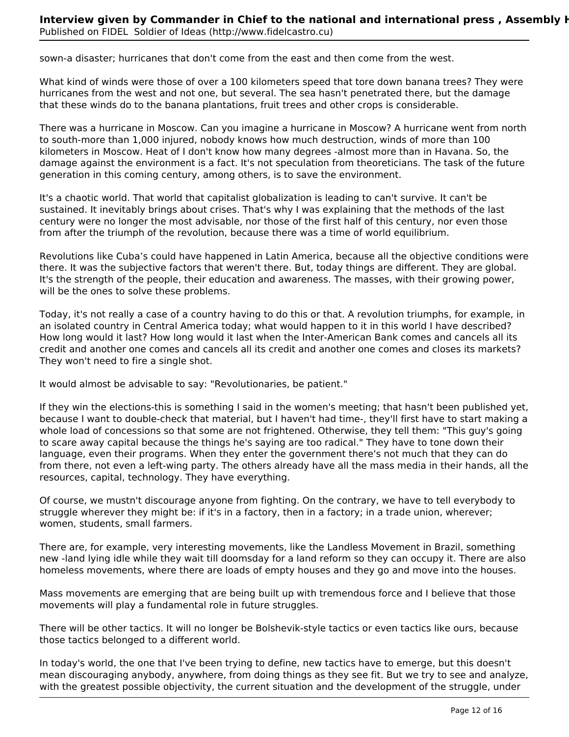sown-a disaster; hurricanes that don't come from the east and then come from the west.

What kind of winds were those of over a 100 kilometers speed that tore down banana trees? They were hurricanes from the west and not one, but several. The sea hasn't penetrated there, but the damage that these winds do to the banana plantations, fruit trees and other crops is considerable.

There was a hurricane in Moscow. Can you imagine a hurricane in Moscow? A hurricane went from north to south-more than 1,000 injured, nobody knows how much destruction, winds of more than 100 kilometers in Moscow. Heat of I don't know how many degrees -almost more than in Havana. So, the damage against the environment is a fact. It's not speculation from theoreticians. The task of the future generation in this coming century, among others, is to save the environment.

It's a chaotic world. That world that capitalist globalization is leading to can't survive. It can't be sustained. It inevitably brings about crises. That's why I was explaining that the methods of the last century were no longer the most advisable, nor those of the first half of this century, nor even those from after the triumph of the revolution, because there was a time of world equilibrium.

Revolutions like Cuba's could have happened in Latin America, because all the objective conditions were there. It was the subjective factors that weren't there. But, today things are different. They are global. It's the strength of the people, their education and awareness. The masses, with their growing power, will be the ones to solve these problems.

Today, it's not really a case of a country having to do this or that. A revolution triumphs, for example, in an isolated country in Central America today; what would happen to it in this world I have described? How long would it last? How long would it last when the Inter-American Bank comes and cancels all its credit and another one comes and cancels all its credit and another one comes and closes its markets? They won't need to fire a single shot.

It would almost be advisable to say: "Revolutionaries, be patient."

If they win the elections-this is something I said in the women's meeting; that hasn't been published yet, because I want to double-check that material, but I haven't had time-, they'll first have to start making a whole load of concessions so that some are not frightened. Otherwise, they tell them: "This guy's going to scare away capital because the things he's saying are too radical." They have to tone down their language, even their programs. When they enter the government there's not much that they can do from there, not even a left-wing party. The others already have all the mass media in their hands, all the resources, capital, technology. They have everything.

Of course, we mustn't discourage anyone from fighting. On the contrary, we have to tell everybody to struggle wherever they might be: if it's in a factory, then in a factory; in a trade union, wherever; women, students, small farmers.

There are, for example, very interesting movements, like the Landless Movement in Brazil, something new -land lying idle while they wait till doomsday for a land reform so they can occupy it. There are also homeless movements, where there are loads of empty houses and they go and move into the houses.

Mass movements are emerging that are being built up with tremendous force and I believe that those movements will play a fundamental role in future struggles.

There will be other tactics. It will no longer be Bolshevik-style tactics or even tactics like ours, because those tactics belonged to a different world.

In today's world, the one that I've been trying to define, new tactics have to emerge, but this doesn't mean discouraging anybody, anywhere, from doing things as they see fit. But we try to see and analyze, with the greatest possible objectivity, the current situation and the development of the struggle, under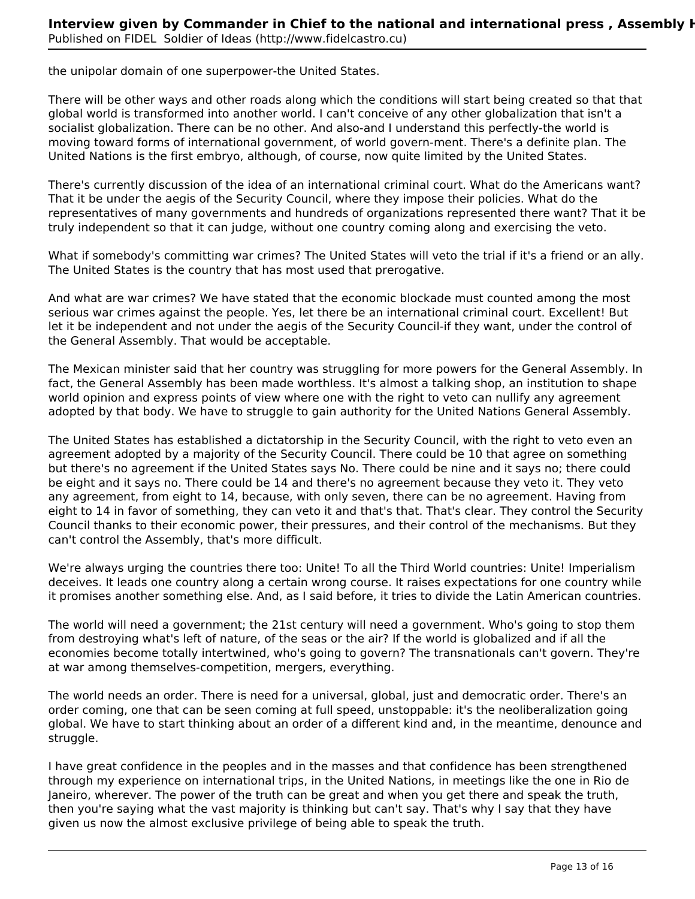the unipolar domain of one superpower-the United States.

There will be other ways and other roads along which the conditions will start being created so that that global world is transformed into another world. I can't conceive of any other globalization that isn't a socialist globalization. There can be no other. And also-and I understand this perfectly-the world is moving toward forms of international government, of world govern-ment. There's a definite plan. The United Nations is the first embryo, although, of course, now quite limited by the United States.

There's currently discussion of the idea of an international criminal court. What do the Americans want? That it be under the aegis of the Security Council, where they impose their policies. What do the representatives of many governments and hundreds of organizations represented there want? That it be truly independent so that it can judge, without one country coming along and exercising the veto.

What if somebody's committing war crimes? The United States will veto the trial if it's a friend or an ally. The United States is the country that has most used that prerogative.

And what are war crimes? We have stated that the economic blockade must counted among the most serious war crimes against the people. Yes, let there be an international criminal court. Excellent! But let it be independent and not under the aegis of the Security Council-if they want, under the control of the General Assembly. That would be acceptable.

The Mexican minister said that her country was struggling for more powers for the General Assembly. In fact, the General Assembly has been made worthless. It's almost a talking shop, an institution to shape world opinion and express points of view where one with the right to veto can nullify any agreement adopted by that body. We have to struggle to gain authority for the United Nations General Assembly.

The United States has established a dictatorship in the Security Council, with the right to veto even an agreement adopted by a majority of the Security Council. There could be 10 that agree on something but there's no agreement if the United States says No. There could be nine and it says no; there could be eight and it says no. There could be 14 and there's no agreement because they veto it. They veto any agreement, from eight to 14, because, with only seven, there can be no agreement. Having from eight to 14 in favor of something, they can veto it and that's that. That's clear. They control the Security Council thanks to their economic power, their pressures, and their control of the mechanisms. But they can't control the Assembly, that's more difficult.

We're always urging the countries there too: Unite! To all the Third World countries: Unite! Imperialism deceives. It leads one country along a certain wrong course. It raises expectations for one country while it promises another something else. And, as I said before, it tries to divide the Latin American countries.

The world will need a government; the 21st century will need a government. Who's going to stop them from destroying what's left of nature, of the seas or the air? If the world is globalized and if all the economies become totally intertwined, who's going to govern? The transnationals can't govern. They're at war among themselves-competition, mergers, everything.

The world needs an order. There is need for a universal, global, just and democratic order. There's an order coming, one that can be seen coming at full speed, unstoppable: it's the neoliberalization going global. We have to start thinking about an order of a different kind and, in the meantime, denounce and struggle.

I have great confidence in the peoples and in the masses and that confidence has been strengthened through my experience on international trips, in the United Nations, in meetings like the one in Rio de Janeiro, wherever. The power of the truth can be great and when you get there and speak the truth, then you're saying what the vast majority is thinking but can't say. That's why I say that they have given us now the almost exclusive privilege of being able to speak the truth.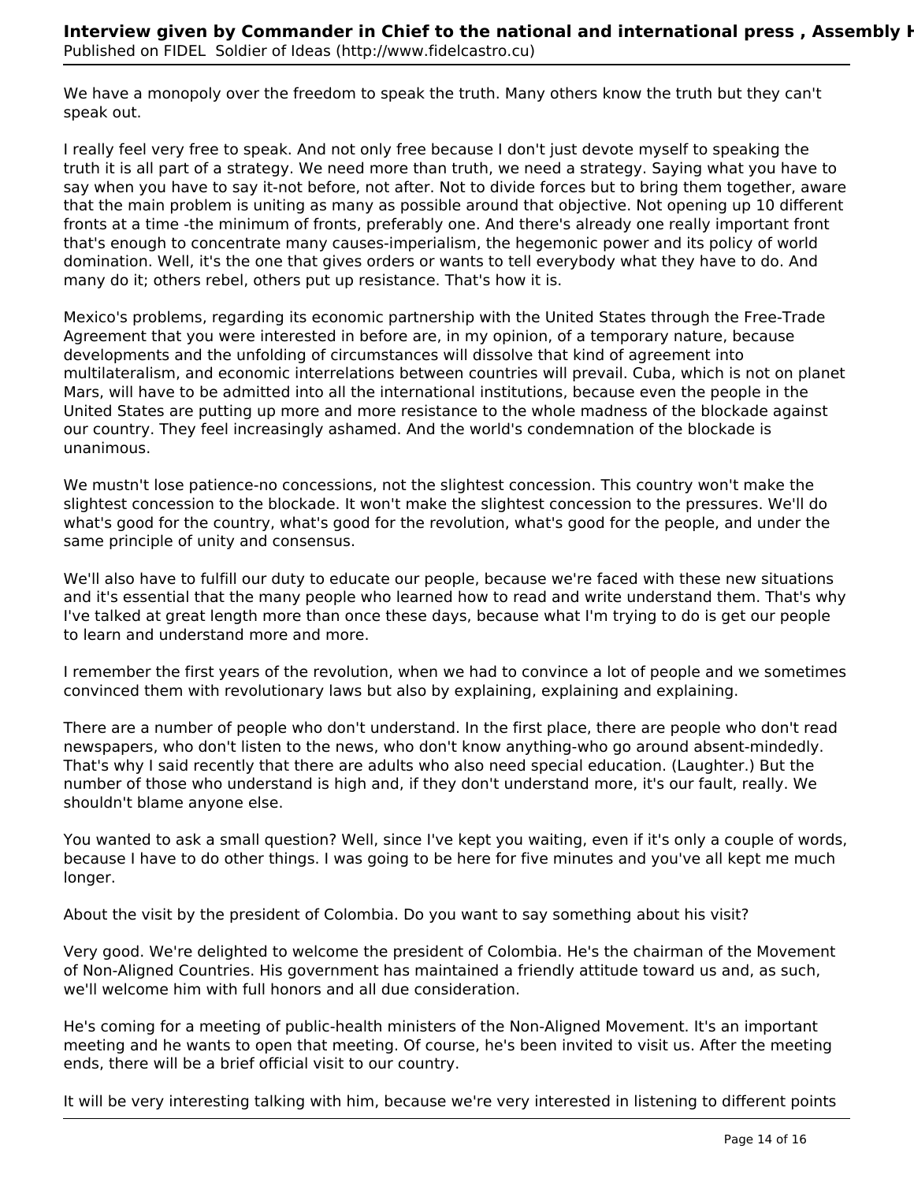We have a monopoly over the freedom to speak the truth. Many others know the truth but they can't speak out.

I really feel very free to speak. And not only free because I don't just devote myself to speaking the truth it is all part of a strategy. We need more than truth, we need a strategy. Saying what you have to say when you have to say it-not before, not after. Not to divide forces but to bring them together, aware that the main problem is uniting as many as possible around that objective. Not opening up 10 different fronts at a time -the minimum of fronts, preferably one. And there's already one really important front that's enough to concentrate many causes-imperialism, the hegemonic power and its policy of world domination. Well, it's the one that gives orders or wants to tell everybody what they have to do. And many do it; others rebel, others put up resistance. That's how it is.

Mexico's problems, regarding its economic partnership with the United States through the Free-Trade Agreement that you were interested in before are, in my opinion, of a temporary nature, because developments and the unfolding of circumstances will dissolve that kind of agreement into multilateralism, and economic interrelations between countries will prevail. Cuba, which is not on planet Mars, will have to be admitted into all the international institutions, because even the people in the United States are putting up more and more resistance to the whole madness of the blockade against our country. They feel increasingly ashamed. And the world's condemnation of the blockade is unanimous.

We mustn't lose patience-no concessions, not the slightest concession. This country won't make the slightest concession to the blockade. It won't make the slightest concession to the pressures. We'll do what's good for the country, what's good for the revolution, what's good for the people, and under the same principle of unity and consensus.

We'll also have to fulfill our duty to educate our people, because we're faced with these new situations and it's essential that the many people who learned how to read and write understand them. That's why I've talked at great length more than once these days, because what I'm trying to do is get our people to learn and understand more and more.

I remember the first years of the revolution, when we had to convince a lot of people and we sometimes convinced them with revolutionary laws but also by explaining, explaining and explaining.

There are a number of people who don't understand. In the first place, there are people who don't read newspapers, who don't listen to the news, who don't know anything-who go around absent-mindedly. That's why I said recently that there are adults who also need special education. (Laughter.) But the number of those who understand is high and, if they don't understand more, it's our fault, really. We shouldn't blame anyone else.

You wanted to ask a small question? Well, since I've kept you waiting, even if it's only a couple of words, because I have to do other things. I was going to be here for five minutes and you've all kept me much longer.

About the visit by the president of Colombia. Do you want to say something about his visit?

Very good. We're delighted to welcome the president of Colombia. He's the chairman of the Movement of Non-Aligned Countries. His government has maintained a friendly attitude toward us and, as such, we'll welcome him with full honors and all due consideration.

He's coming for a meeting of public-health ministers of the Non-Aligned Movement. It's an important meeting and he wants to open that meeting. Of course, he's been invited to visit us. After the meeting ends, there will be a brief official visit to our country.

It will be very interesting talking with him, because we're very interested in listening to different points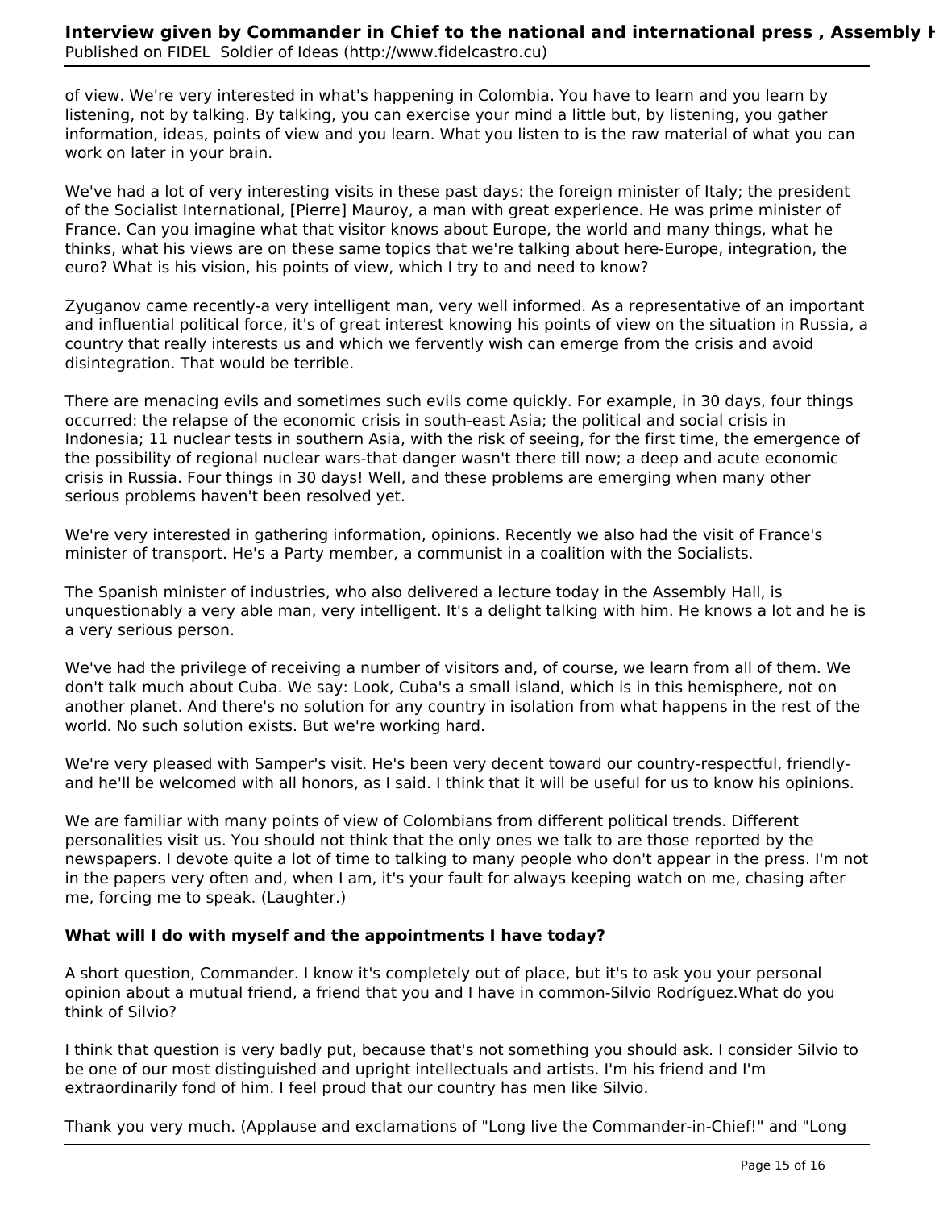of view. We're very interested in what's happening in Colombia. You have to learn and you learn by listening, not by talking. By talking, you can exercise your mind a little but, by listening, you gather information, ideas, points of view and you learn. What you listen to is the raw material of what you can work on later in your brain.

We've had a lot of very interesting visits in these past days: the foreign minister of Italy; the president of the Socialist International, [Pierre] Mauroy, a man with great experience. He was prime minister of France. Can you imagine what that visitor knows about Europe, the world and many things, what he thinks, what his views are on these same topics that we're talking about here-Europe, integration, the euro? What is his vision, his points of view, which I try to and need to know?

Zyuganov came recently-a very intelligent man, very well informed. As a representative of an important and influential political force, it's of great interest knowing his points of view on the situation in Russia, a country that really interests us and which we fervently wish can emerge from the crisis and avoid disintegration. That would be terrible.

There are menacing evils and sometimes such evils come quickly. For example, in 30 days, four things occurred: the relapse of the economic crisis in south-east Asia; the political and social crisis in Indonesia; 11 nuclear tests in southern Asia, with the risk of seeing, for the first time, the emergence of the possibility of regional nuclear wars-that danger wasn't there till now; a deep and acute economic crisis in Russia. Four things in 30 days! Well, and these problems are emerging when many other serious problems haven't been resolved yet.

We're very interested in gathering information, opinions. Recently we also had the visit of France's minister of transport. He's a Party member, a communist in a coalition with the Socialists.

The Spanish minister of industries, who also delivered a lecture today in the Assembly Hall, is unquestionably a very able man, very intelligent. It's a delight talking with him. He knows a lot and he is a very serious person.

We've had the privilege of receiving a number of visitors and, of course, we learn from all of them. We don't talk much about Cuba. We say: Look, Cuba's a small island, which is in this hemisphere, not on another planet. And there's no solution for any country in isolation from what happens in the rest of the world. No such solution exists. But we're working hard.

We're very pleased with Samper's visit. He's been very decent toward our country-respectful, friendly-and he'll be welcomed with all honors, as I said. I think that it will be useful for us to know his opinions.

We are familiar with many points of view of Colombians from different political trends. Different personalities visit us. You should not think that the only ones we talk to are those reported by the newspapers. I devote quite a lot of time to talking to many people who don't appear in the press. I'm not in the papers very often and, when I am, it's your fault for always keeping watch on me, chasing after me, forcing me to speak. (Laughter.)

**What will I do with myself and the appointments I have today?**

A short question, Commander. I know it's completely out of place, but it's to ask you your personal opinion about a mutual friend, a friend that you and I have in common-Silvio Rodríguez.What do you think of Silvio?

I think that question is very badly put, because that's not something you should ask. I consider Silvio to be one of our most distinguished and upright intellectuals and artists. I'm his friend and I'm extraordinarily fond of him. I feel proud that our country has men like Silvio.

Thank you very much. (Applause and exclamations of "Long live the Commander-in-Chief!" and "Long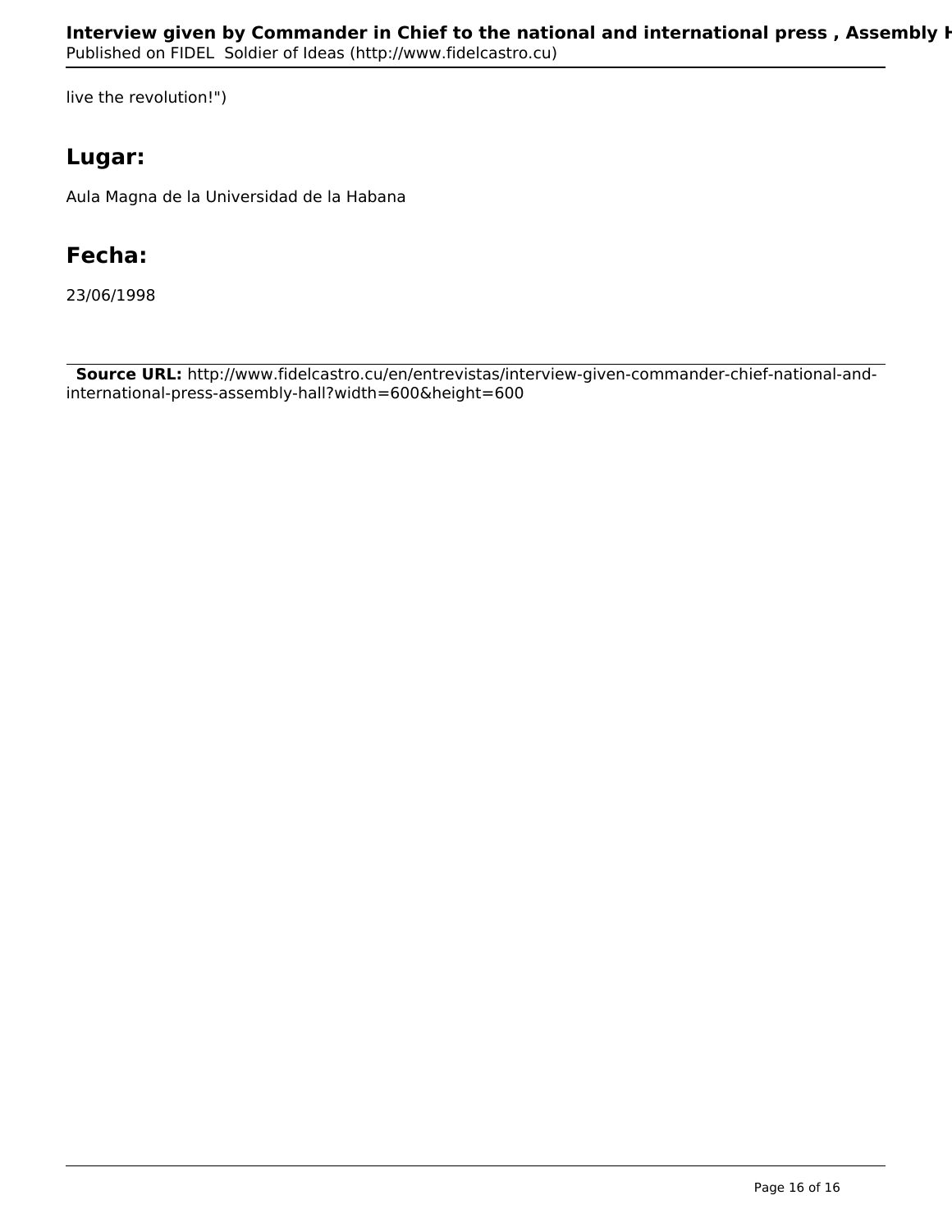live the revolution!")

## Lugar:

Aula Magna de la Universidad de la Habana

## Fecha:

23/06/1998

**Source URL:** http://www.fidelcastro.cu/en/entrevistas/interview-given-commander-chief-national-and-international-press-assembly-hall?width=600&height=600